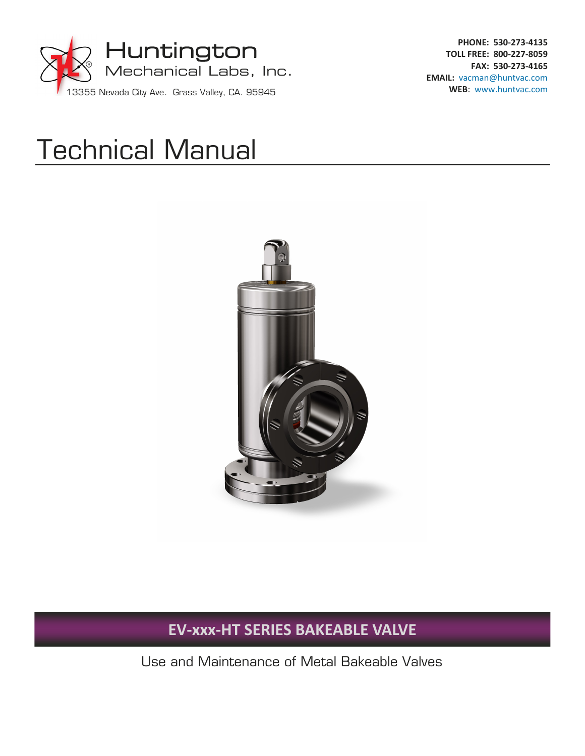Huntington
Mechanical Labs, Inc.
13355 Nevada City Ave. Grass Valley, CA. 95945

**PHONE:** 530-273-4135
**TOLL FREE:** 800-227-8059
**FAX:** 530-273-4165
**EMAIL:** vacman@huntvac.com
**WEB:** www.huntvac.com

# Technical Manual

## EV-xxx-HT SERIES BAKEABLE VALVE

Use and Maintenance of Metal Bakeable Valves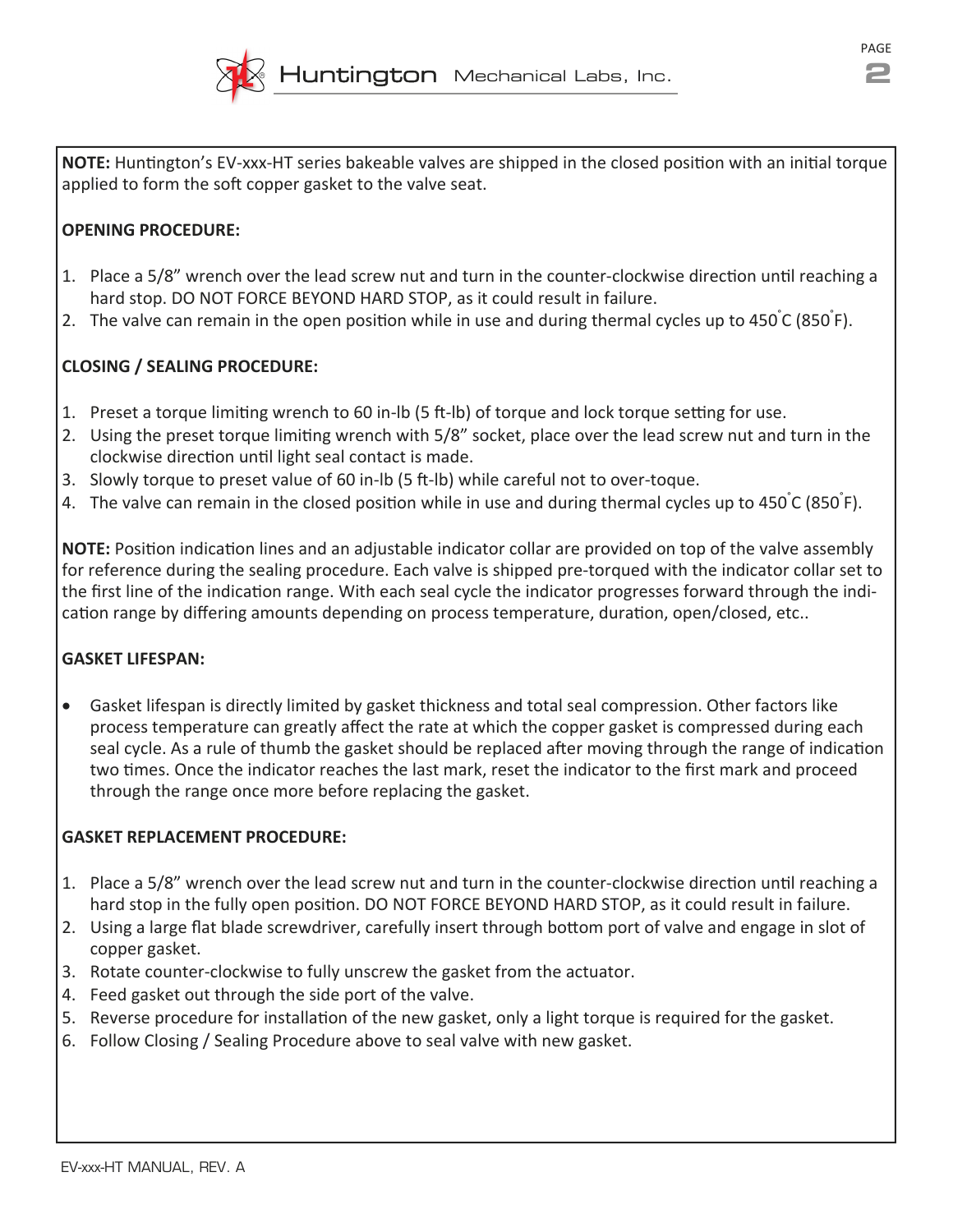**NOTE:** Huntington's EV-xxx-HT series bakeable valves are shipped in the closed position with an initial torque applied to form the soft copper gasket to the valve seat.

**OPENING PROCEDURE:**

1. Place a 5/8" wrench over the lead screw nut and turn in the counter-clockwise direction until reaching a hard stop. DO NOT FORCE BEYOND HARD STOP, as it could result in failure.
2. The valve can remain in the open position while in use and during thermal cycles up to 450°C (850°F).

**CLOSING / SEALING PROCEDURE:**

1. Preset a torque limiting wrench to 60 in-lb (5 ft-lb) of torque and lock torque setting for use.
2. Using the preset torque limiting wrench with 5/8" socket, place over the lead screw nut and turn in the clockwise direction until light seal contact is made.
3. Slowly torque to preset value of 60 in-lb (5 ft-lb) while careful not to over-toque.
4. The valve can remain in the closed position while in use and during thermal cycles up to 450°C (850°F).

**NOTE:** Position indication lines and an adjustable indicator collar are provided on top of the valve assembly for reference during the sealing procedure. Each valve is shipped pre-torqued with the indicator collar set to the first line of the indication range. With each seal cycle the indicator progresses forward through the indication range by differing amounts depending on process temperature, duration, open/closed, etc..

**GASKET LIFESPAN:**

- Gasket lifespan is directly limited by gasket thickness and total seal compression. Other factors like process temperature can greatly affect the rate at which the copper gasket is compressed during each seal cycle. As a rule of thumb the gasket should be replaced after moving through the range of indication two times. Once the indicator reaches the last mark, reset the indicator to the first mark and proceed through the range once more before replacing the gasket.

**GASKET REPLACEMENT PROCEDURE:**

1. Place a 5/8" wrench over the lead screw nut and turn in the counter-clockwise direction until reaching a hard stop in the fully open position. DO NOT FORCE BEYOND HARD STOP, as it could result in failure.
2. Using a large flat blade screwdriver, carefully insert through bottom port of valve and engage in slot of copper gasket.
3. Rotate counter-clockwise to fully unscrew the gasket from the actuator.
4. Feed gasket out through the side port of the valve.
5. Reverse procedure for installation of the new gasket, only a light torque is required for the gasket.
6. Follow Closing / Sealing Procedure above to seal valve with new gasket.